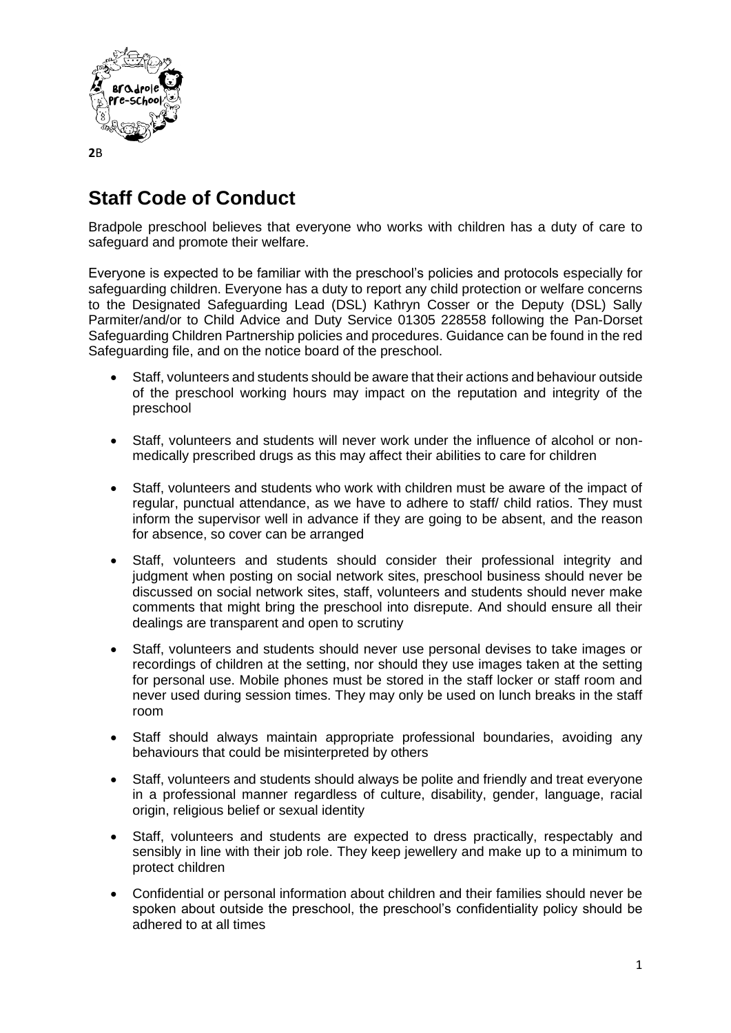**2**B

# Staff Code of Conduct

Bradpole preschool believes that everyone who works with children has a duty of care to safeguard and promote their welfare.

Everyone is expected to be familiar with the preschool's policies and protocols especially for safeguarding children. Everyone has a duty to report any child protection or welfare concerns to the Designated Safeguarding Lead (DSL) Kathryn Cosser or the Deputy (DSL) Sally Parmiter/and/or to Child Advice and Duty Service 01305 228558 following the Pan-Dorset Safeguarding Children Partnership policies and procedures. Guidance can be found in the red Safeguarding file, and on the notice board of the preschool.

- Staff, volunteers and students should be aware that their actions and behaviour outside of the preschool working hours may impact on the reputation and integrity of the preschool
- Staff, volunteers and students will never work under the influence of alcohol or non-medically prescribed drugs as this may affect their abilities to care for children
- Staff, volunteers and students who work with children must be aware of the impact of regular, punctual attendance, as we have to adhere to staff/ child ratios. They must inform the supervisor well in advance if they are going to be absent, and the reason for absence, so cover can be arranged
- Staff, volunteers and students should consider their professional integrity and judgment when posting on social network sites, preschool business should never be discussed on social network sites, staff, volunteers and students should never make comments that might bring the preschool into disrepute. And should ensure all their dealings are transparent and open to scrutiny
- Staff, volunteers and students should never use personal devises to take images or recordings of children at the setting, nor should they use images taken at the setting for personal use. Mobile phones must be stored in the staff locker or staff room and never used during session times. They may only be used on lunch breaks in the staff room
- Staff should always maintain appropriate professional boundaries, avoiding any behaviours that could be misinterpreted by others
- Staff, volunteers and students should always be polite and friendly and treat everyone in a professional manner regardless of culture, disability, gender, language, racial origin, religious belief or sexual identity
- Staff, volunteers and students are expected to dress practically, respectably and sensibly in line with their job role. They keep jewellery and make up to a minimum to protect children
- Confidential or personal information about children and their families should never be spoken about outside the preschool, the preschool's confidentiality policy should be adhered to at all times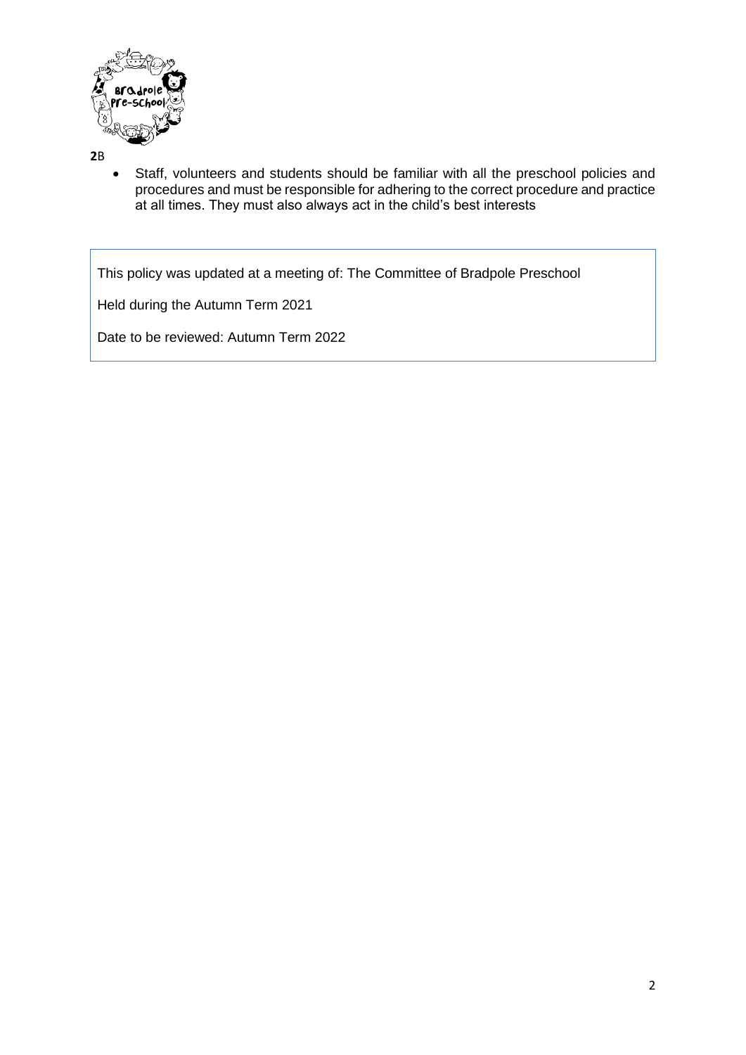**2**B

- Staff, volunteers and students should be familiar with all the preschool policies and procedures and must be responsible for adhering to the correct procedure and practice at all times. They must also always act in the child's best interests

This policy was updated at a meeting of: The Committee of Bradpole Preschool

Held during the Autumn Term 2021

Date to be reviewed: Autumn Term 2022